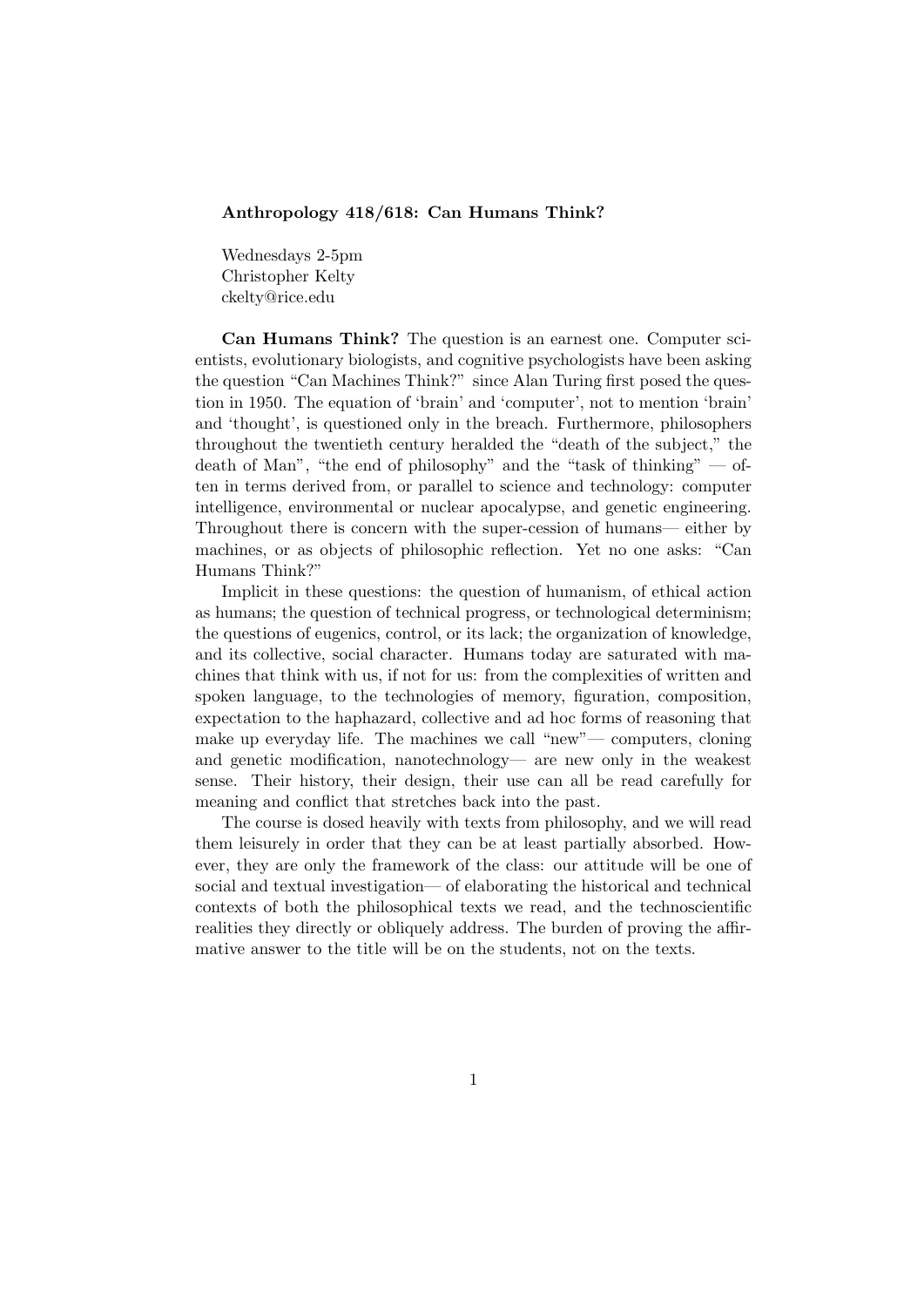**Anthropology 418/618: Can Humans Think?**

Wednesdays 2-5pm
Christopher Kelty
ckelty@rice.edu

**Can Humans Think?** The question is an earnest one. Computer scientists, evolutionary biologists, and cognitive psychologists have been asking the question "Can Machines Think?" since Alan Turing first posed the question in 1950. The equation of 'brain' and 'computer', not to mention 'brain' and 'thought', is questioned only in the breach. Furthermore, philosophers throughout the twentieth century heralded the "death of the subject," the death of Man", "the end of philosophy" and the "task of thinking" — often in terms derived from, or parallel to science and technology: computer intelligence, environmental or nuclear apocalypse, and genetic engineering. Throughout there is concern with the super-cession of humans— either by machines, or as objects of philosophic reflection. Yet no one asks: "Can Humans Think?"

Implicit in these questions: the question of humanism, of ethical action as humans; the question of technical progress, or technological determinism; the questions of eugenics, control, or its lack; the organization of knowledge, and its collective, social character. Humans today are saturated with machines that think with us, if not for us: from the complexities of written and spoken language, to the technologies of memory, figuration, composition, expectation to the haphazard, collective and ad hoc forms of reasoning that make up everyday life. The machines we call "new"— computers, cloning and genetic modification, nanotechnology— are new only in the weakest sense. Their history, their design, their use can all be read carefully for meaning and conflict that stretches back into the past.

The course is dosed heavily with texts from philosophy, and we will read them leisurely in order that they can be at least partially absorbed. However, they are only the framework of the class: our attitude will be one of social and textual investigation— of elaborating the historical and technical contexts of both the philosophical texts we read, and the technoscientific realities they directly or obliquely address. The burden of proving the affirmative answer to the title will be on the students, not on the texts.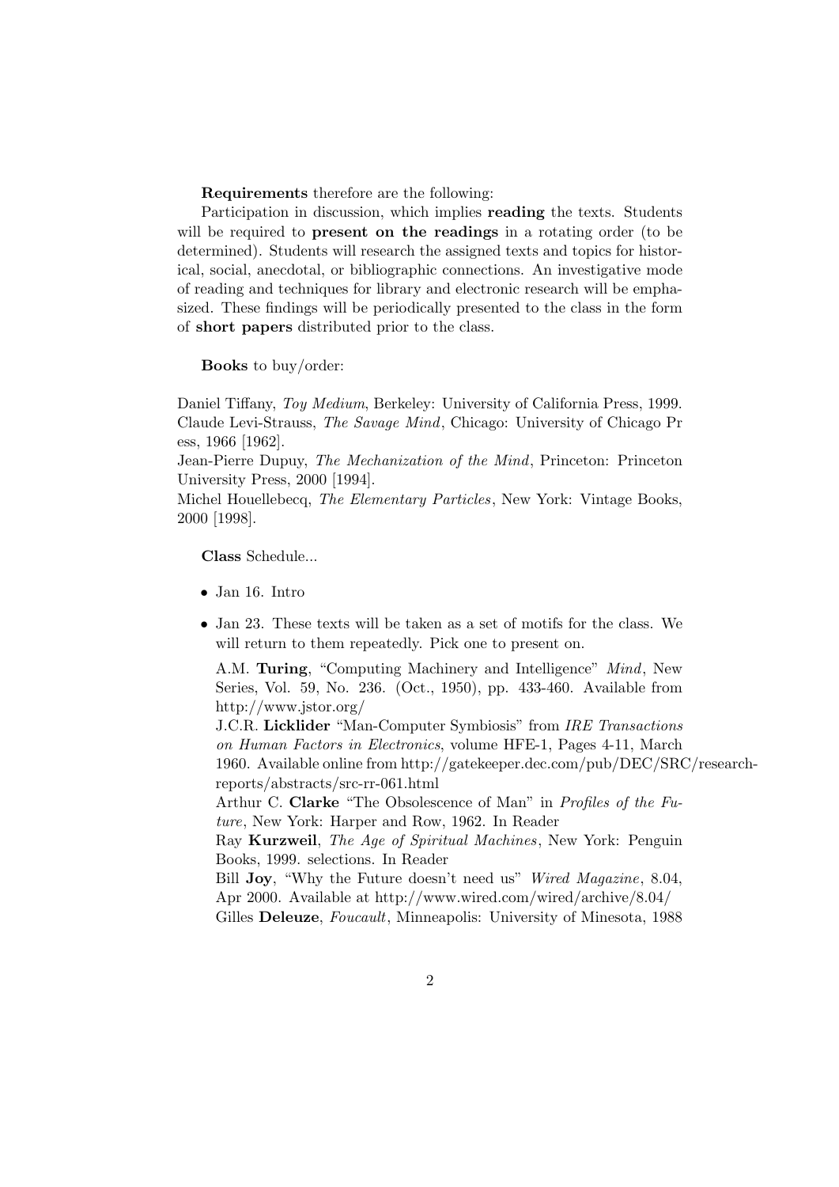**Requirements** therefore are the following:

Participation in discussion, which implies **reading** the texts. Students will be required to **present on the readings** in a rotating order (to be determined). Students will research the assigned texts and topics for historical, social, anecdotal, or bibliographic connections. An investigative mode of reading and techniques for library and electronic research will be emphasized. These findings will be periodically presented to the class in the form of **short papers** distributed prior to the class.

**Books** to buy/order:

Daniel Tiffany, *Toy Medium*, Berkeley: University of California Press, 1999.
Claude Levi-Strauss, *The Savage Mind*, Chicago: University of Chicago Pr ess, 1966 [1962].
Jean-Pierre Dupuy, *The Mechanization of the Mind*, Princeton: Princeton University Press, 2000 [1994].
Michel Houellebecq, *The Elementary Particles*, New York: Vintage Books, 2000 [1998].

**Class** Schedule...

- Jan 16. Intro
- Jan 23. These texts will be taken as a set of motifs for the class. We will return to them repeatedly. Pick one to present on.

  A.M. **Turing**, "Computing Machinery and Intelligence" *Mind*, New Series, Vol. 59, No. 236. (Oct., 1950), pp. 433-460. Available from http://www.jstor.org/
  J.C.R. **Licklider** "Man-Computer Symbiosis" from *IRE Transactions on Human Factors in Electronics*, volume HFE-1, Pages 4-11, March 1960. Available online from http://gatekeeper.dec.com/pub/DEC/SRC/research-reports/abstracts/src-rr-061.html
  Arthur C. **Clarke** "The Obsolescence of Man" in *Profiles of the Future*, New York: Harper and Row, 1962. In Reader
  Ray **Kurzweil**, *The Age of Spiritual Machines*, New York: Penguin Books, 1999. selections. In Reader
  Bill **Joy**, "Why the Future doesn't need us" *Wired Magazine*, 8.04, Apr 2000. Available at http://www.wired.com/wired/archive/8.04/
  Gilles **Deleuze**, *Foucault*, Minneapolis: University of Minesota, 1988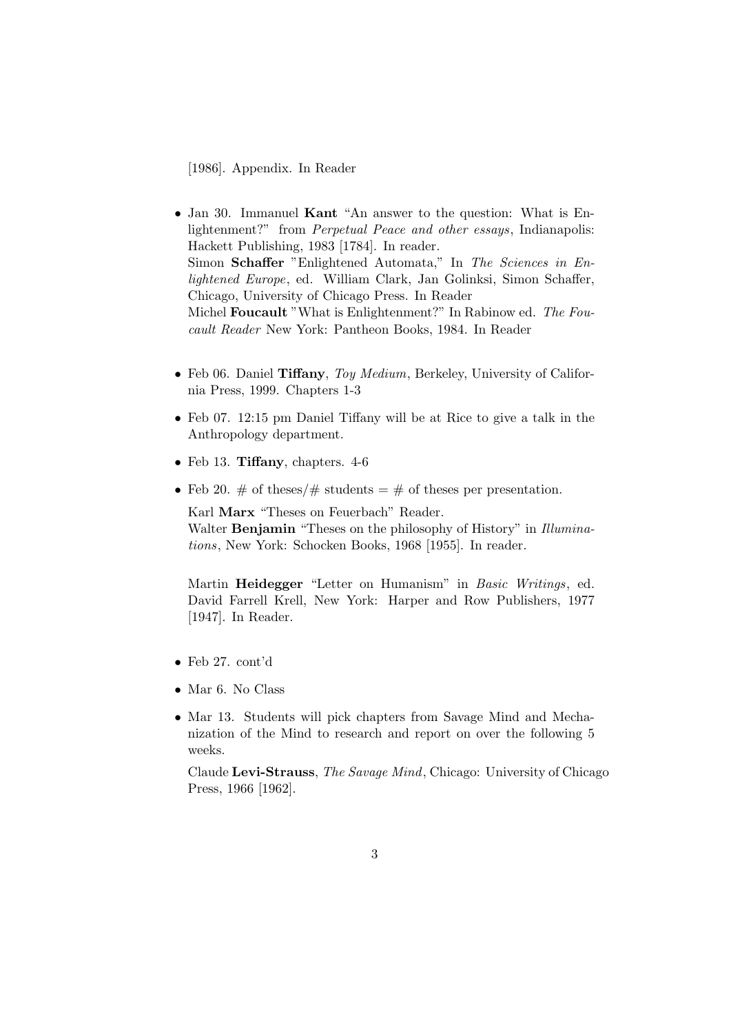[1986]. Appendix. In Reader

- Jan 30. Immanuel **Kant** "An answer to the question: What is Enlightenment?" from *Perpetual Peace and other essays*, Indianapolis: Hackett Publishing, 1983 [1784]. In reader.
  Simon **Schaffer** "Enlightened Automata," In *The Sciences in Enlightened Europe*, ed. William Clark, Jan Golinksi, Simon Schaffer, Chicago, University of Chicago Press. In Reader
  Michel **Foucault** "What is Enlightenment?" In Rabinow ed. *The Foucault Reader* New York: Pantheon Books, 1984. In Reader

- Feb 06. Daniel **Tiffany**, *Toy Medium*, Berkeley, University of California Press, 1999. Chapters 1-3

- Feb 07. 12:15 pm Daniel Tiffany will be at Rice to give a talk in the Anthropology department.

- Feb 13. **Tiffany**, chapters. 4-6

- Feb 20. # of theses/# students = # of theses per presentation.

  Karl **Marx** "Theses on Feuerbach" Reader.
  Walter **Benjamin** "Theses on the philosophy of History" in *Illuminations*, New York: Schocken Books, 1968 [1955]. In reader.

  Martin **Heidegger** "Letter on Humanism" in *Basic Writings*, ed. David Farrell Krell, New York: Harper and Row Publishers, 1977 [1947]. In Reader.

- Feb 27. cont'd

- Mar 6. No Class

- Mar 13. Students will pick chapters from Savage Mind and Mechanization of the Mind to research and report on over the following 5 weeks.

  Claude **Levi-Strauss**, *The Savage Mind*, Chicago: University of Chicago Press, 1966 [1962].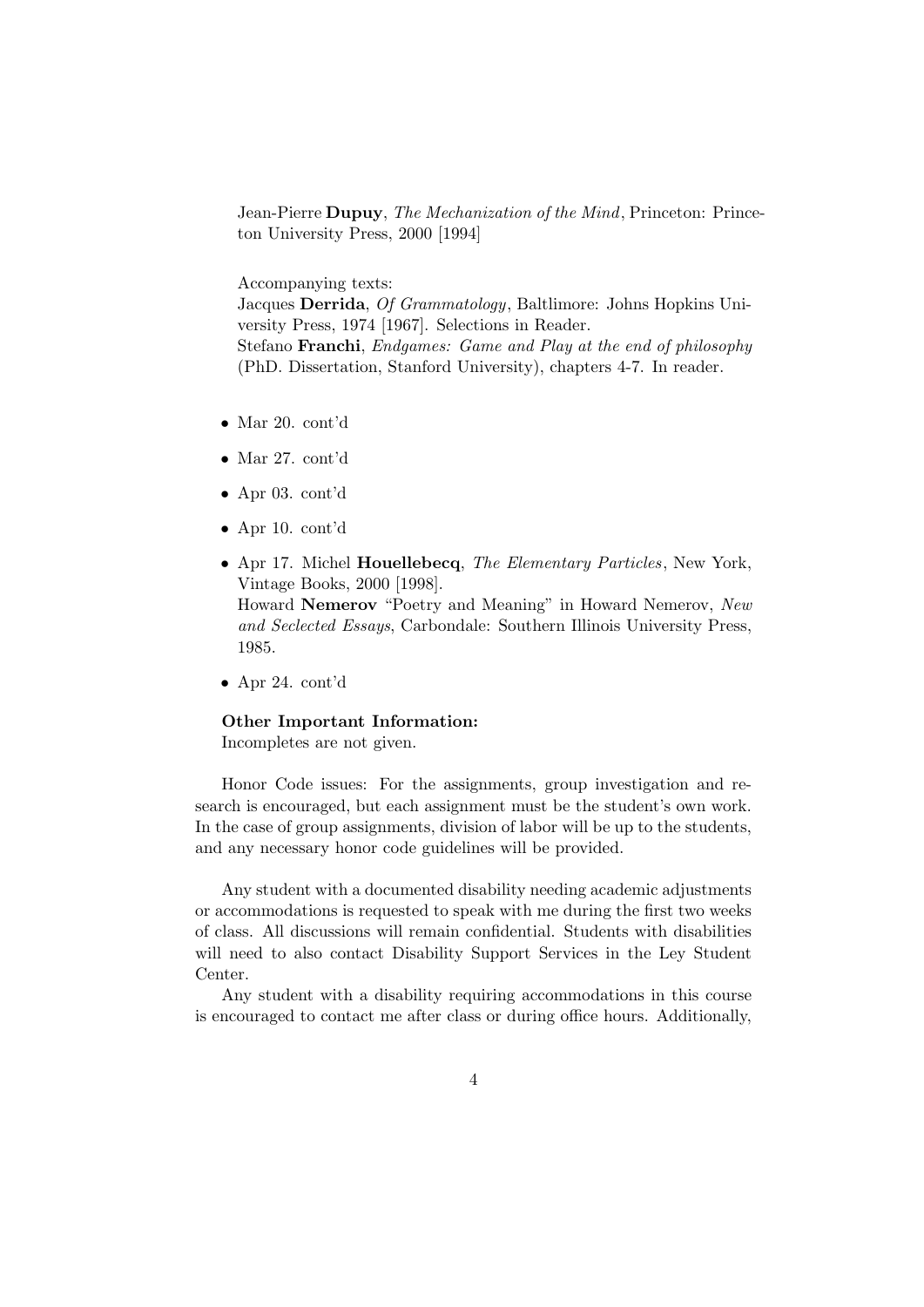Jean-Pierre **Dupuy**, *The Mechanization of the Mind*, Princeton: Princeton University Press, 2000 [1994]

Accompanying texts:
Jacques **Derrida**, *Of Grammatology*, Baltlimore: Johns Hopkins University Press, 1974 [1967]. Selections in Reader.
Stefano **Franchi**, *Endgames: Game and Play at the end of philosophy* (PhD. Dissertation, Stanford University), chapters 4-7. In reader.

- Mar 20. cont'd
- Mar 27. cont'd
- Apr 03. cont'd
- Apr 10. cont'd
- Apr 17. Michel **Houellebecq**, *The Elementary Particles*, New York, Vintage Books, 2000 [1998].
  Howard **Nemerov** "Poetry and Meaning" in Howard Nemerov, *New and Seclected Essays*, Carbondale: Southern Illinois University Press, 1985.
- Apr 24. cont'd

**Other Important Information:**
Incompletes are not given.

Honor Code issues: For the assignments, group investigation and research is encouraged, but each assignment must be the student's own work. In the case of group assignments, division of labor will be up to the students, and any necessary honor code guidelines will be provided.

Any student with a documented disability needing academic adjustments or accommodations is requested to speak with me during the first two weeks of class. All discussions will remain confidential. Students with disabilities will need to also contact Disability Support Services in the Ley Student Center.

Any student with a disability requiring accommodations in this course is encouraged to contact me after class or during office hours. Additionally,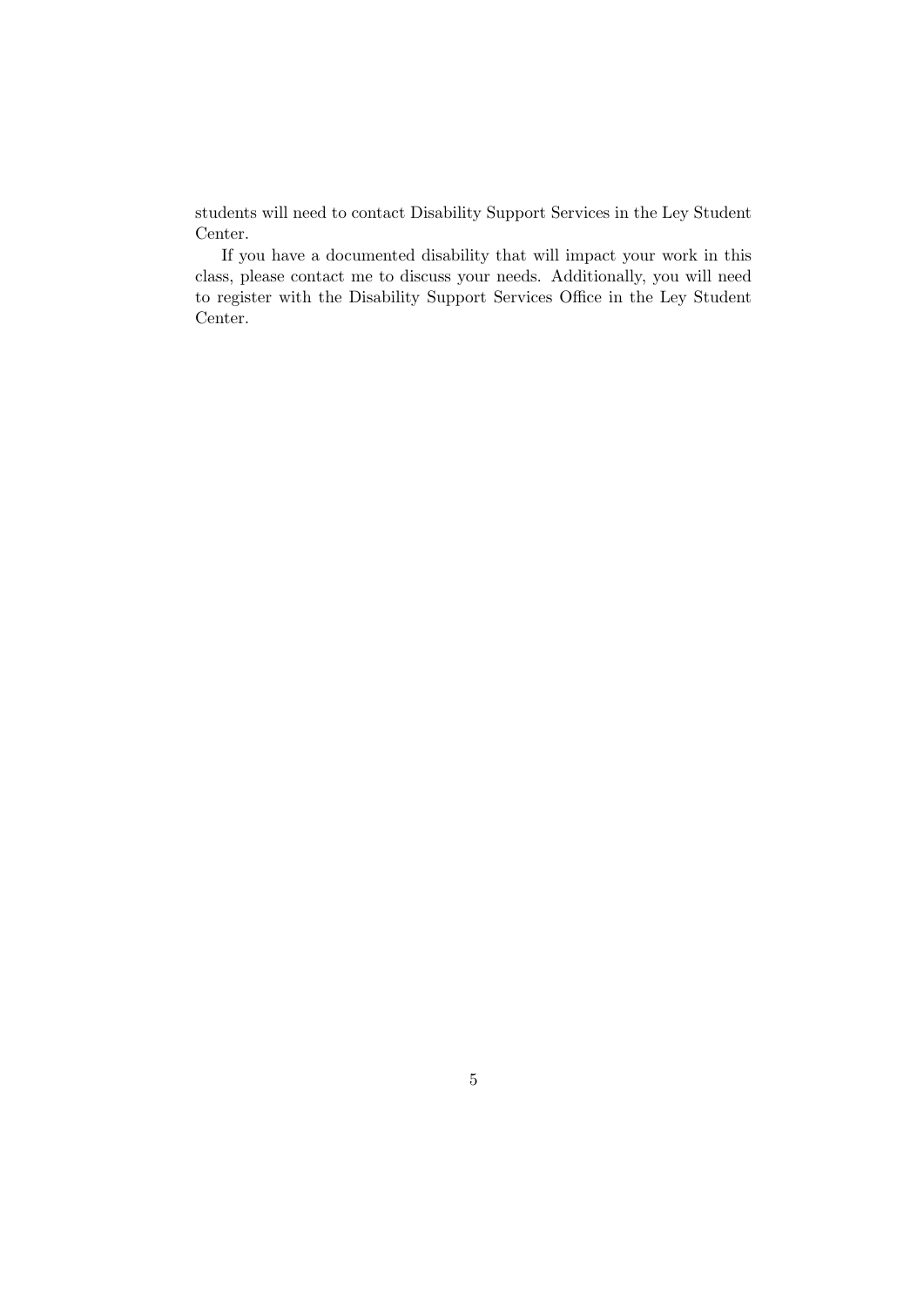students will need to contact Disability Support Services in the Ley Student Center.

If you have a documented disability that will impact your work in this class, please contact me to discuss your needs. Additionally, you will need to register with the Disability Support Services Office in the Ley Student Center.